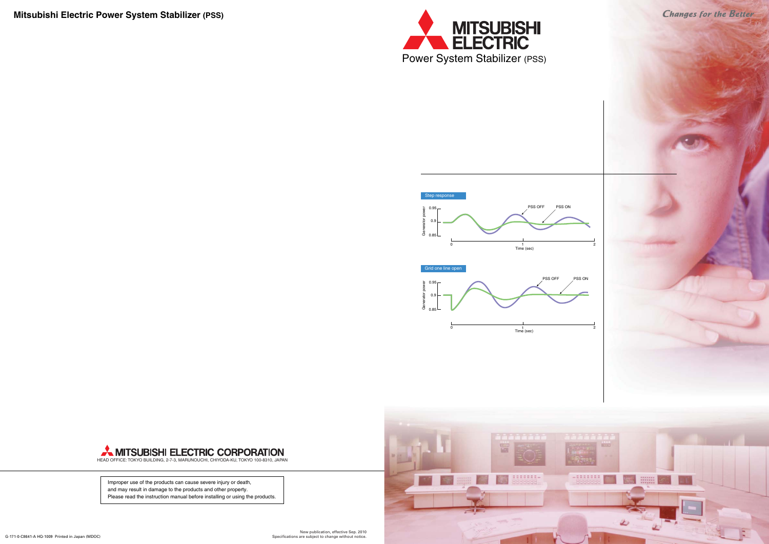# Mitsubishi Electric Power System Stabilizer (PSS)

MITSUBISHI ELECTRIC

Power System Stabilizer (PSS)

*Changes for the Better*

Step response

Generator power: 0.95, 0.9, 0.85

PSS OFF PSS ON

Time (sec): 0, 1, 2

Grid one line open

Generator power: 0.95, 0.9, 0.85

PSS OFF PSS ON

Time (sec): 0, 1, 2

MITSUBISHI ELECTRIC CORPORATION

HEAD OFFICE: TOKYO BUILDING, 2-7-3, MARUNOUCHI, CHIYODA-KU, TOKYO 100-8310, JAPAN

Improper use of the products can cause severe injury or death,
and may result in damage to the products and other property.
Please read the instruction manual before installing or using the products.

G-171-0-C8641-A HQ-1009 Printed in Japan (MDOC)

New publication, effective Sep. 2010
Specifications are subject to change without notice.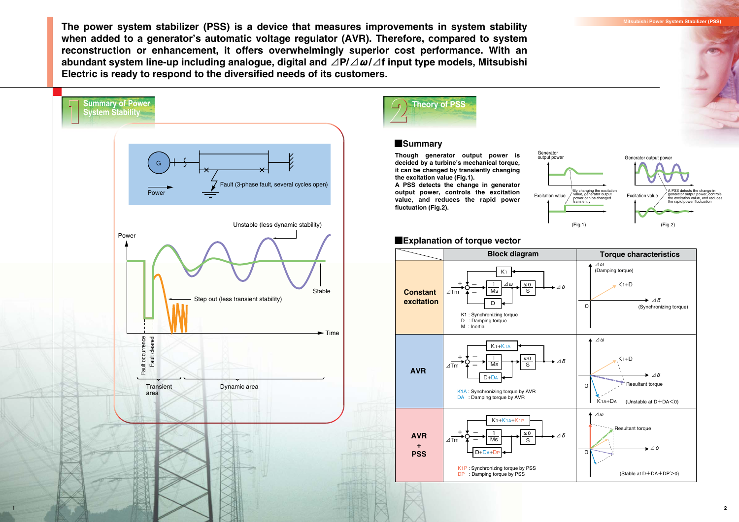**The power system stabilizer (PSS) is a device that measures improvements in system stability when added to a generator's automatic voltage regulator (AVR). Therefore, compared to system reconstruction or enhancement, it offers overwhelmingly superior cost performance. With an abundant system line-up including analogue, digital and ⊿P/⊿ω/⊿f input type models, Mitsubishi Electric is ready to respond to the diversified needs of its customers.**

## 1 Summary of Power System Stability

G — Power — Fault (3-phase fault, several cycles open)

Power — Unstable (less dynamic stability) — Stable — Step out (less transient stability) — Time

Fault occurrence — Fault cleared

Transient area — Dynamic area

## 2 Theory of PSS

### Summary

**Though generator output power is decided by a turbine's mechanical torque, it can be changed by transiently changing the excitation value (Fig.1).**

**A PSS detects the change in generator output power, controls the excitation value, and reduces the rapid power fluctuation (Fig.2).**

Generator output power — Excitation value — By changing the excitation value, generator output power can be changed transiently

(Fig.1)

Generator output power — Excitation value — A PSS detects the change in generator output power, controls the excitation value, and reduces the rapid power fluctuation

(Fig.2)

### Explanation of torque vector

| | Block diagram | Torque characteristics |
|---|---|---|
| **Constant excitation** | K1 : Synchronizing torque<br>D : Damping torque<br>M : Inertia | ⊿ω (Damping torque), K1+D, ⊿δ (Synchronizing torque) |
| **AVR** | K1A : Synchronizing torque by AVR<br>DA : Damping torque by AVR | K1+D, Resultant torque, K1A+DA (Unstable at D+DA<0) |
| **AVR + PSS** | K1P : Synchronizing torque by PSS<br>DP : Damping torque by PSS | Resultant torque (Stable at D+DA+DP>0) |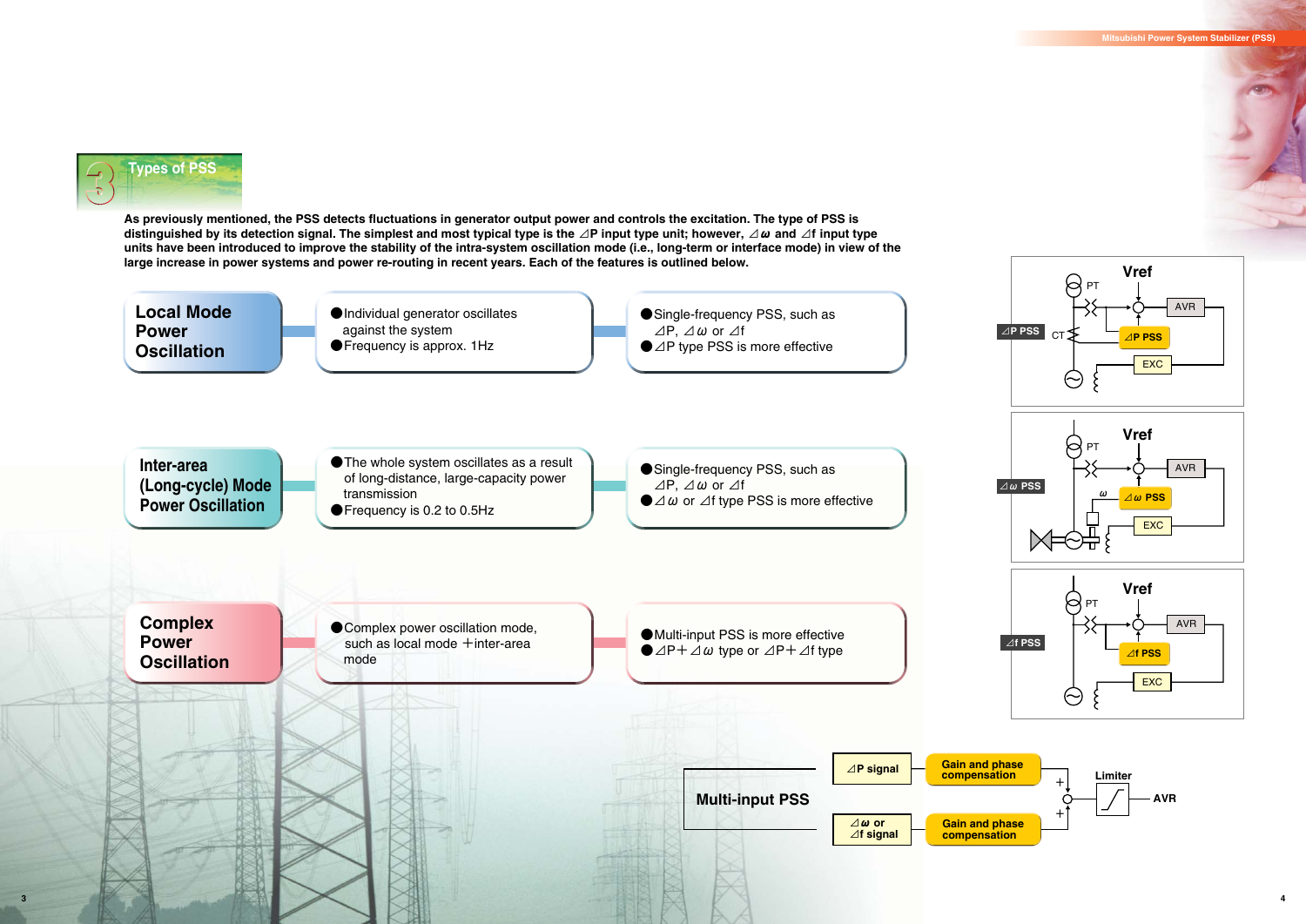## 3 Types of PSS

**As previously mentioned, the PSS detects fluctuations in generator output power and controls the excitation. The type of PSS is distinguished by its detection signal. The simplest and most typical type is the ⊿P input type unit; however, ⊿ω and ⊿f input type units have been introduced to improve the stability of the intra-system oscillation mode (i.e., long-term or interface mode) in view of the large increase in power systems and power re-routing in recent years. Each of the features is outlined below.**

| Oscillation type | Description | Effective PSS |
| --- | --- | --- |
| **Local Mode Power Oscillation** | ● Individual generator oscillates against the system<br>● Frequency is approx. 1Hz | ● Single-frequency PSS, such as ⊿P, ⊿ω or ⊿f<br>● ⊿P type PSS is more effective |
| **Inter-area (Long-cycle) Mode Power Oscillation** | ● The whole system oscillates as a result of long-distance, large-capacity power transmission<br>● Frequency is 0.2 to 0.5Hz | ● Single-frequency PSS, such as ⊿P, ⊿ω or ⊿f<br>● ⊿ω or ⊿f type PSS is more effective |
| **Complex Power Oscillation** | ● Complex power oscillation mode, such as local mode ＋inter-area mode | ● Multi-input PSS is more effective<br>● ⊿P＋⊿ω type or ⊿P＋⊿f type |

**⊿P PSS**: Vref, PT, CT, AVR, ⊿P PSS, EXC

**⊿ω PSS**: Vref, PT, ω, AVR, ⊿ω PSS, EXC

**⊿f PSS**: Vref, PT, AVR, ⊿f PSS, EXC

**Multi-input PSS**: ⊿P signal → Gain and phase compensation; ⊿ω or ⊿f signal → Gain and phase compensation; + + → Limiter → AVR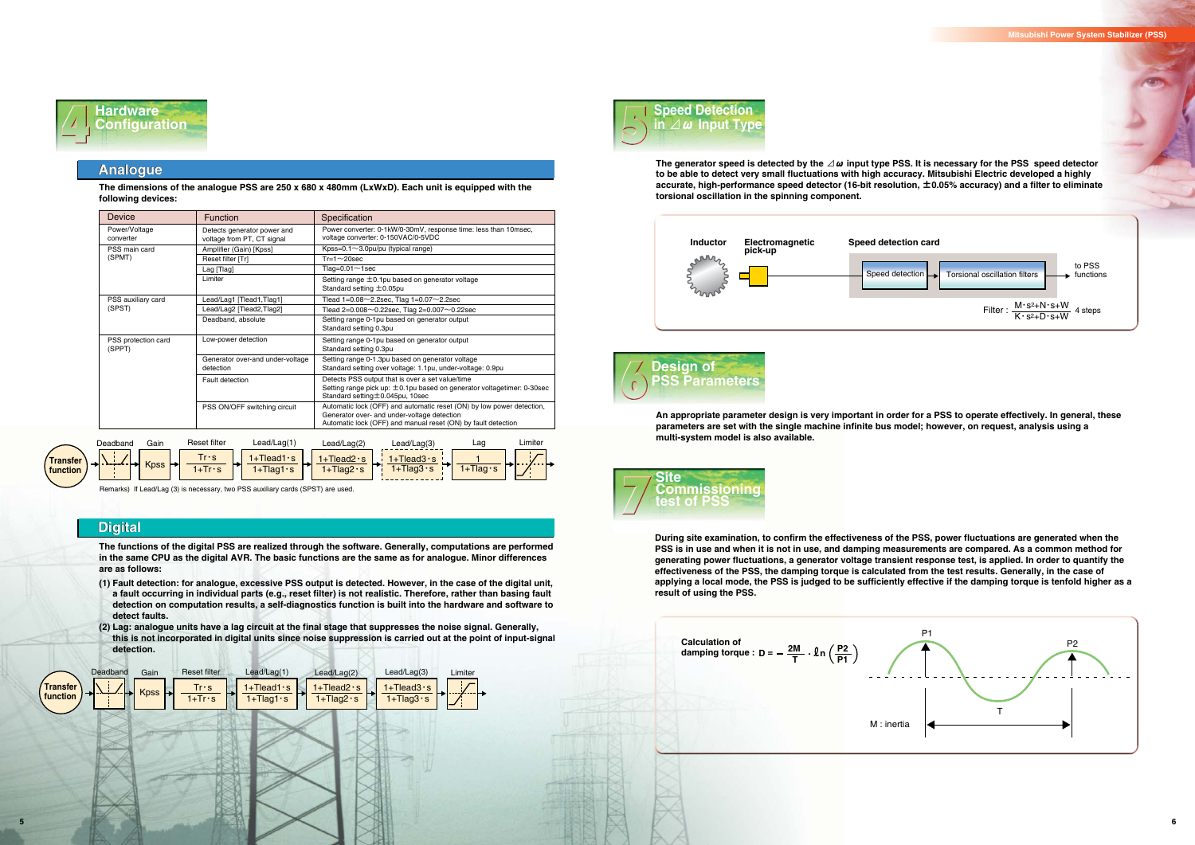## 4 Hardware Configuration

### Analogue

The dimensions of the analogue PSS are 250 x 680 x 480mm (LxWxD). Each unit is equipped with the following devices:

| Device | Function | Specification |
|---|---|---|
| Power/Voltage converter | Detects generator power and voltage from PT, CT signal | Power converter: 0-1kW/0-30mV, response time: less than 10msec, voltage converter: 0-150VAC/0-5VDC |
| PSS main card (SPMT) | Amplifier (Gain) [Kpss] | Kpss=0.1〜3.0pu/pu (typical range) |
| | Reset filter [Tr] | Tr=1〜20sec |
| | Lag [Tlag] | Tlag=0.01〜1sec |
| | Limiter | Setting range ±0.1pu based on generator voltage<br>Standard setting ±0.05pu |
| PSS auxiliary card (SPST) | Lead/Lag1 [Tlead1,Tlag1] | Tlead 1=0.08〜2.2sec, Tlag 1=0.07〜2.2sec |
| | Lead/Lag2 [Tlead2,Tlag2] | Tlead 2=0.008〜0.22sec, Tlag 2=0.007〜0.22sec |
| | Deadband, absolute | Setting range 0-1pu based on generator output<br>Standard setting 0.3pu |
| PSS protection card (SPPT) | Low-power detection | Setting range 0-1pu based on generator output<br>Standard setting 0.3pu |
| | Generator over-and under-voltage detection | Setting range 0-1.3pu based on generator voltage<br>Standard setting over voltage: 1.1pu, under-voltage: 0.9pu |
| | Fault detection | Detects PSS output that is over a set value/time<br>Setting range pick up: ±0.1pu based on generator voltagetimer: 0-30sec<br>Standard setting±0.045pu, 10sec |
| | PSS ON/OFF switching circuit | Automatic lock (OFF) and automatic reset (ON) by low power detection, Generator over- and under-voltage detection<br>Automatic lock (OFF) and manual reset (ON) by fault detection |

Transfer function: Deadband → Gain $K_{pss}$ → Reset filter $\frac{T_r \cdot s}{1+T_r \cdot s}$ → Lead/Lag(1) $\frac{1+T_{lead1} \cdot s}{1+T_{lag1} \cdot s}$ → Lead/Lag(2) $\frac{1+T_{lead2} \cdot s}{1+T_{lag2} \cdot s}$ → Lead/Lag(3) $\frac{1+T_{lead3} \cdot s}{1+T_{lag3} \cdot s}$ → Lag $\frac{1}{1+T_{lag} \cdot s}$ → Limiter

Remarks) If Lead/Lag (3) is necessary, two PSS auxiliary cards (SPST) are used.

### Digital

The functions of the digital PSS are realized through the software. Generally, computations are performed in the same CPU as the digital AVR. The basic functions are the same as for analogue. Minor differences are as follows:

(1) Fault detection: for analogue, excessive PSS output is detected. However, in the case of the digital unit, a fault occurring in individual parts (e.g., reset filter) is not realistic. Therefore, rather than basing fault detection on computation results, a self-diagnostics function is built into the hardware and software to detect faults.

(2) Lag: analogue units have a lag circuit at the final stage that suppresses the noise signal. Generally, this is not incorporated in digital units since noise suppression is carried out at the point of input-signal detection.

Transfer function: Deadband → Gain $K_{pss}$ → Reset filter $\frac{T_r \cdot s}{1+T_r \cdot s}$ → Lead/Lag(1) $\frac{1+T_{lead1} \cdot s}{1+T_{lag1} \cdot s}$ → Lead/Lag(2) $\frac{1+T_{lead2} \cdot s}{1+T_{lag2} \cdot s}$ → Lead/Lag(3) $\frac{1+T_{lead3} \cdot s}{1+T_{lag3} \cdot s}$ → Limiter

## 5 Speed Detection in ⊿ω Input Type

The generator speed is detected by the ⊿ω input type PSS. It is necessary for the PSS speed detector to be able to detect very small fluctuations with high accuracy. Mitsubishi Electric developed a highly accurate, high-performance speed detector (16-bit resolution, ±0.05% accuracy) and a filter to eliminate torsional oscillation in the spinning component.

Inductor → Electromagnetic pick-up → Speed detection card (Speed detection → Torsional oscillation filters) → to PSS functions

Filter : $\frac{M \cdot s^2+N \cdot s+W}{K \cdot s^2+D \cdot s+W}$ 4 steps

## 6 Design of PSS Parameters

An appropriate parameter design is very important in order for a PSS to operate effectively. In general, these parameters are set with the single machine infinite bus model; however, on request, analysis using a multi-system model is also available.

## 7 Site Commissioning test of PSS

During site examination, to confirm the effectiveness of the PSS, power fluctuations are generated when the PSS is in use and when it is not in use, and damping measurements are compared. As a common method for generating power fluctuations, a generator voltage transient response test, is applied. In order to quantify the effectiveness of the PSS, the damping torque is calculated from the test results. Generally, in the case of applying a local mode, the PSS is judged to be sufficiently effective if the damping torque is tenfold higher as a result of using the PSS.

Calculation of damping torque : $D = -\frac{2M}{T} \cdot \ell n \left(\frac{P2}{P1}\right)$

M : inertia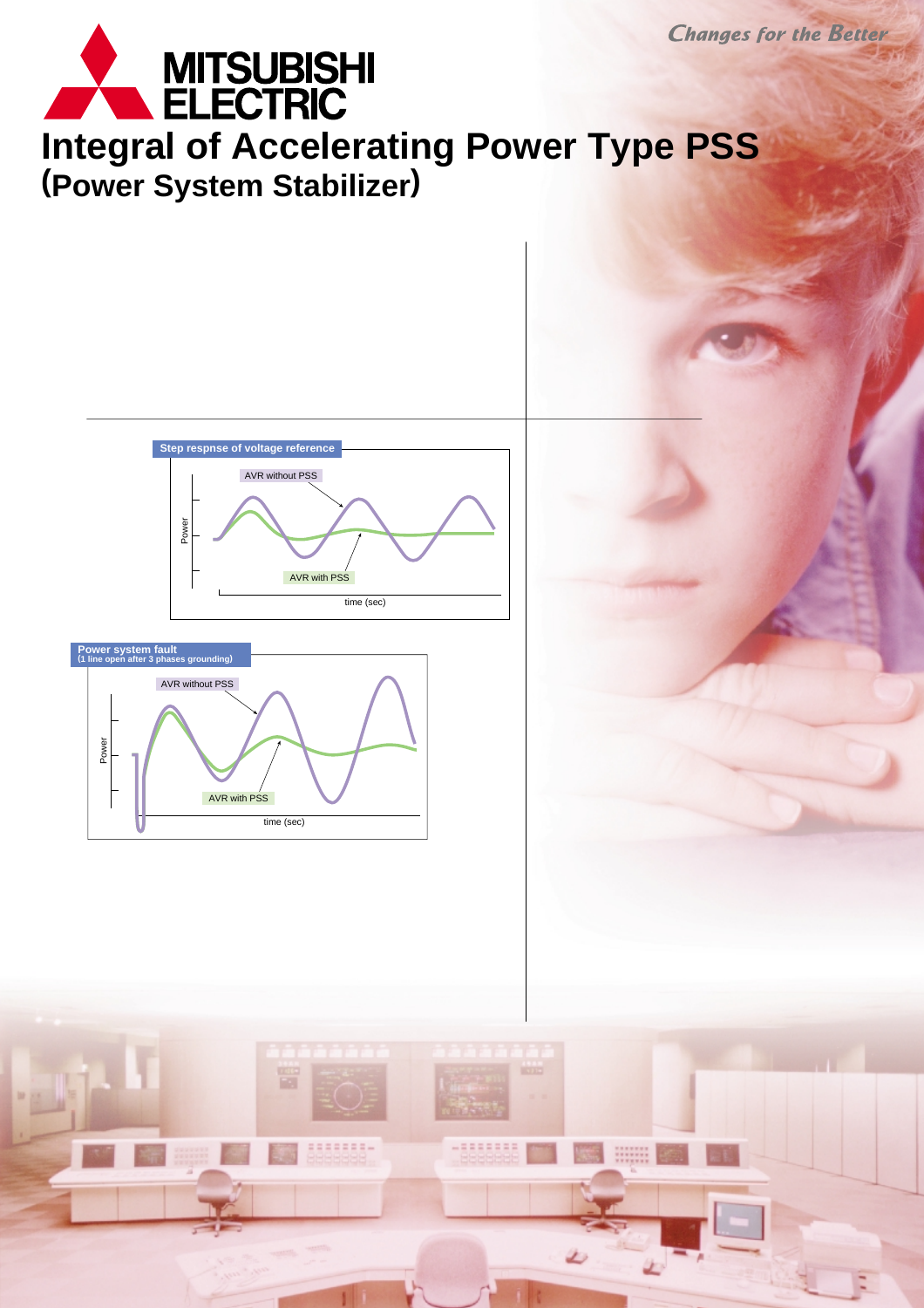# Integral of Accelerating Power Type PSS

## (Power System Stabilizer)

**Step respnse of voltage reference**

AVR without PSS

AVR with PSS

Power

time (sec)

**Power system fault**
**(1 line open after 3 phases grounding)**

AVR without PSS

AVR with PSS

Power

time (sec)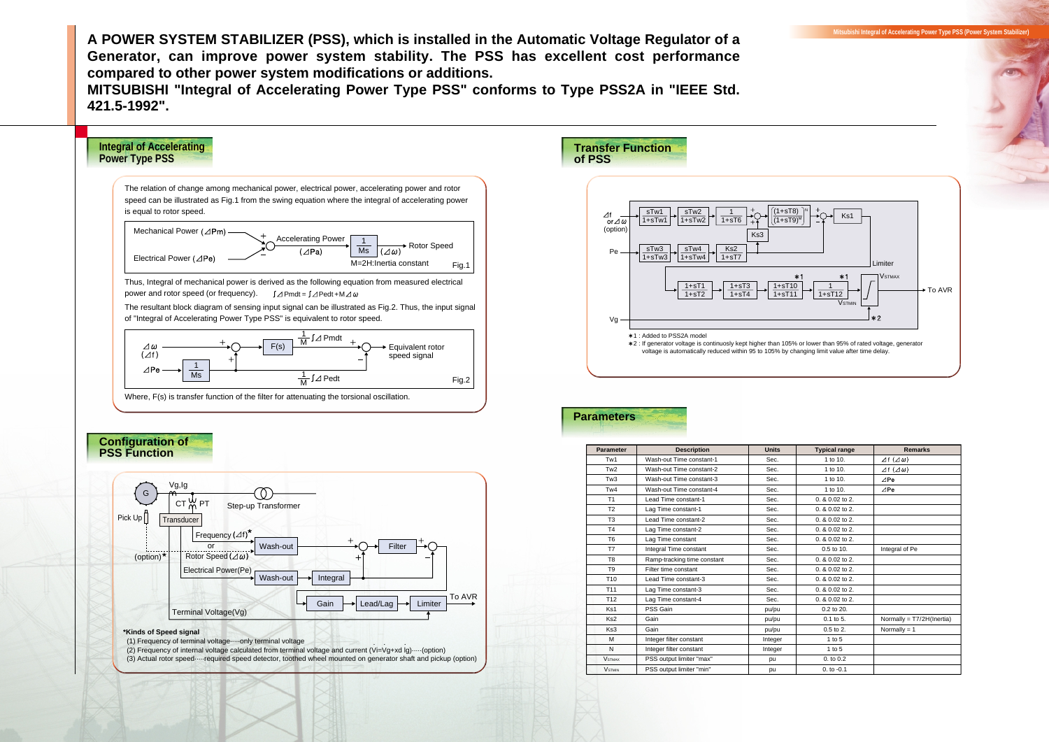**A POWER SYSTEM STABILIZER (PSS), which is installed in the Automatic Voltage Regulator of a Generator, can improve power system stability. The PSS has excellent cost performance compared to other power system modifications or additions.**
**MITSUBISHI "Integral of Accelerating Power Type PSS" conforms to Type PSS2A in "IEEE Std. 421.5-1992".**

## Integral of Accelerating Power Type PSS

The relation of change among mechanical power, electrical power, accelerating power and rotor speed can be illustrated as Fig.1 from the swing equation where the integral of accelerating power is equal to rotor speed.

Mechanical Power ($\Delta Pm$) → + ; Electrical Power ($\Delta Pe$) → − ; Accelerating Power ($\Delta Pa$) → $\frac{1}{Ms}$ → ($\Delta \omega$) Rotor Speed

M=2H:Inertia constant

Fig.1

Thus, Integral of mechanical power is derived as the following equation from measured electrical power and rotor speed (or frequency). $\int \Delta Pmdt = \int \Delta Pedt + M\Delta\omega$

The resultant block diagram of sensing input signal can be illustrated as Fig.2. Thus, the input signal of "Integral of Accelerating Power Type PSS" is equivalent to rotor speed.

$\Delta\omega$ ($\Delta f$), $\Delta Pe$ → $\frac{1}{Ms}$ → F(s) → $\frac{1}{M}\int \Delta Pmdt$ → Equivalent rotor speed signal; $\frac{1}{M}\int \Delta Pedt$

Fig.2

Where, F(s) is transfer function of the filter for attenuating the torsional oscillation.

## Configuration of PSS Function

G, Vg,Ig, CT, PT, Step-up Transformer, Pick Up, Transducer, Frequency ($\Delta f$)*, or, (option)*, Rotor Speed ($\Delta\omega$), Electrical Power(Pe), Wash-out, Filter, Wash-out, Integral, Gain, Lead/Lag, Limiter, To AVR, Terminal Voltage(Vg)

**\*Kinds of Speed signal**

(1) Frequency of terminal voltage·····only terminal voltage
(2) Frequency of internal voltage calculated from terminal voltage and current (Vi=Vg+xd Ig)·····(option)
(3) Actual rotor speed·····required speed detector, toothed wheel mounted on generator shaft and pickup (option)

## Transfer Function of PSS

$\Delta f$ or $\Delta\omega$ (option) → $\frac{sTw1}{1+sTw1}$ → $\frac{sTw2}{1+sTw2}$ → $\frac{1}{1+sT6}$ → + → $\left[\frac{(1+sT8)}{(1+sT9)^M}\right]^N$ → + / − → Ks1

Pe → $\frac{sTw3}{1+sTw3}$ → $\frac{sTw4}{1+sTw4}$ → $\frac{Ks2}{1+sT7}$ → Ks3

→ $\frac{1+sT1}{1+sT2}$ → $\frac{1+sT3}{1+sT4}$ → $\frac{1+sT10}{1+sT11}$ *1 → $\frac{1}{1+sT12}$ *1 → Limiter ($V_{STMAX}$, $V_{STMIN}$) → To AVR

Vg → *2

*1 : Added to PSS2A model
*2 : If generator voltage is continuosly kept higher than 105% or lower than 95% of rated voltage, generator voltage is automatically reduced within 95 to 105% by changing limit value after time delay.

## Parameters

| Parameter | Description | Units | Typical range | Remarks |
|---|---|---|---|---|
| Tw1 | Wash-out Time constant-1 | Sec. | 1 to 10. | $\Delta f$ ($\Delta\omega$) |
| Tw2 | Wash-out Time constant-2 | Sec. | 1 to 10. | $\Delta f$ ($\Delta\omega$) |
| Tw3 | Wash-out Time constant-3 | Sec. | 1 to 10. | $\Delta Pe$ |
| Tw4 | Wash-out Time constant-4 | Sec. | 1 to 10. | $\Delta Pe$ |
| T1 | Lead Time constant-1 | Sec. | 0. & 0.02 to 2. | |
| T2 | Lag Time constant-1 | Sec. | 0. & 0.02 to 2. | |
| T3 | Lead Time constant-2 | Sec. | 0. & 0.02 to 2. | |
| T4 | Lag Time constant-2 | Sec. | 0. & 0.02 to 2. | |
| T6 | Lag Time constant | Sec. | 0. & 0.02 to 2. | |
| T7 | Integral Time constant | Sec. | 0.5 to 10. | Integral of Pe |
| T8 | Ramp-tracking time constant | Sec. | 0. & 0.02 to 2. | |
| T9 | Filter time constant | Sec. | 0. & 0.02 to 2. | |
| T10 | Lead Time constant-3 | Sec. | 0. & 0.02 to 2. | |
| T11 | Lag Time constant-3 | Sec. | 0. & 0.02 to 2. | |
| T12 | Lag Time constant-4 | Sec. | 0. & 0.02 to 2. | |
| Ks1 | PSS Gain | pu/pu | 0.2 to 20. | |
| Ks2 | Gain | pu/pu | 0.1 to 5. | Normally = T7/2H(Inertia) |
| Ks3 | Gain | pu/pu | 0.5 to 2. | Normally = 1 |
| M | Integer filter constant | Integer | 1 to 5 | |
| N | Integer filter constant | Integer | 1 to 5 | |
| $V_{STMAX}$ | PSS output limiter "max" | pu | 0. to 0.2 | |
| $V_{STMIN}$ | PSS output limiter "min" | pu | 0. to -0.1 | |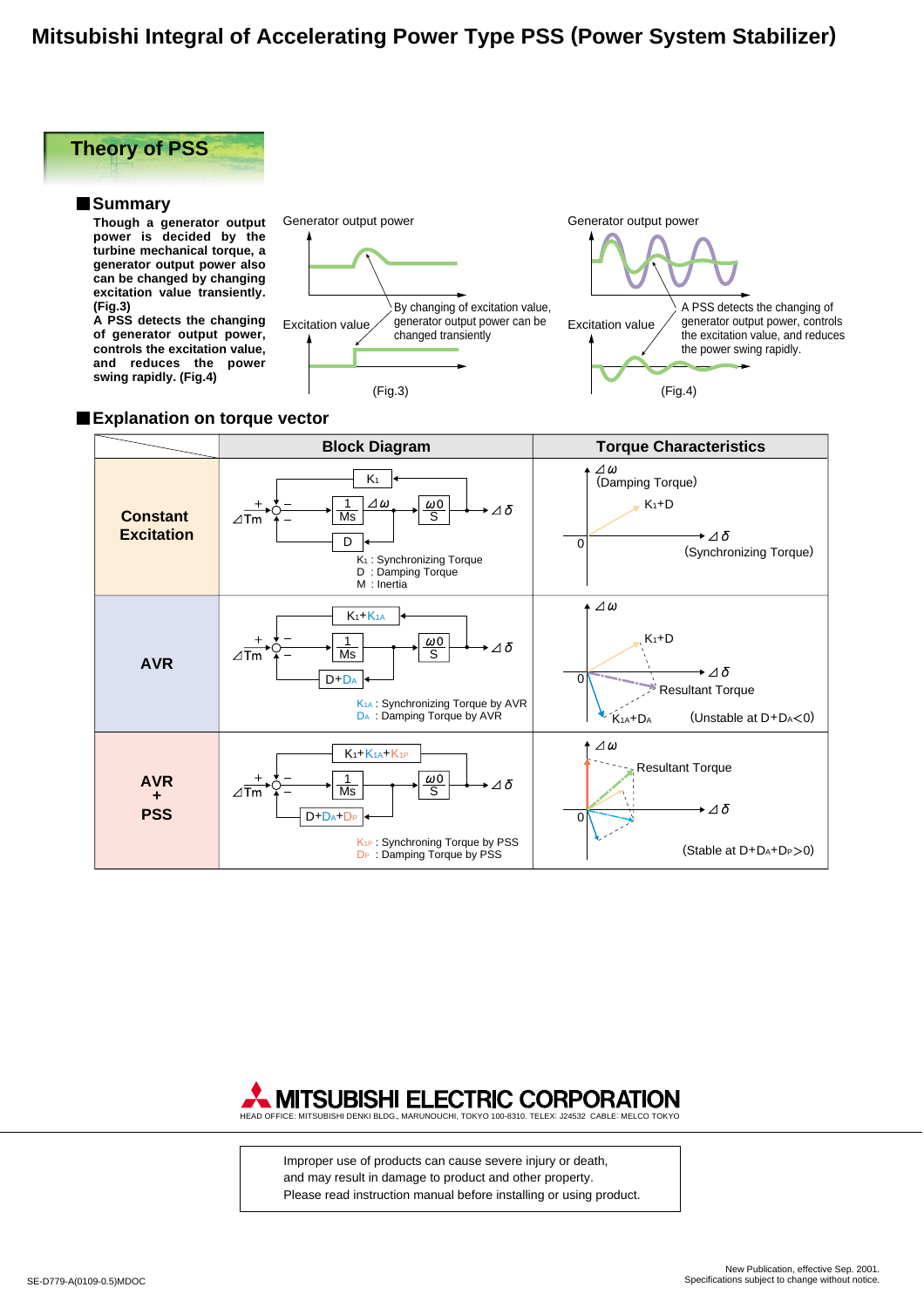# Mitsubishi Integral of Accelerating Power Type PSS (Power System Stabilizer)

## Theory of PSS

### Summary

**Though a generator output power is decided by the turbine mechanical torque, a generator output power also can be changed by changing excitation value transiently. (Fig.3)**
**A PSS detects the changing of generator output power, controls the excitation value, and reduces the power swing rapidly. (Fig.4)**

Generator output power

Excitation value

By changing of excitation value, generator output power can be changed transiently

(Fig.3)

Generator output power

Excitation value

A PSS detects the changing of generator output power, controls the excitation value, and reduces the power swing rapidly.

(Fig.4)

### Explanation on torque vector

| | Block Diagram | Torque Characteristics |
|---|---|---|
| **Constant Excitation** | $K_1$, $\Delta Tm$, $\frac{1}{Ms}$, $\Delta\omega$, $\frac{\omega 0}{S}$, $\Delta\delta$, D<br>$K_1$ : Synchronizing Torque<br>D : Damping Torque<br>M : Inertia | $\Delta\omega$ (Damping Torque)<br>$K_1$+D<br>0<br>$\Delta\delta$ (Synchronizing Torque) |
| **AVR** | $K_1+K_{1A}$, $\Delta Tm$, $\frac{1}{Ms}$, $\frac{\omega 0}{S}$, $\Delta\delta$, $D+D_A$<br>$K_{1A}$ : Synchronizing Torque by AVR<br>$D_A$ : Damping Torque by AVR | $\Delta\omega$<br>$K_1$+D<br>0<br>$\Delta\delta$<br>Resultant Torque<br>$K_{1A}+D_A$<br>(Unstable at $D+D_A<0$) |
| **AVR + PSS** | $K_1+K_{1A}+K_{1P}$, $\Delta Tm$, $\frac{1}{Ms}$, $\frac{\omega 0}{S}$, $\Delta\delta$, $D+D_A+D_P$<br>$K_{1P}$ : Synchroning Torque by PSS<br>$D_P$ : Damping Torque by PSS | $\Delta\omega$<br>Resultant Torque<br>0<br>$\Delta\delta$<br>(Stable at $D+D_A+D_P>0$) |

**MITSUBISHI ELECTRIC CORPORATION**
HEAD OFFICE: MITSUBISHI DENKI BLDG., MARUNOUCHI, TOKYO 100-8310. TELEX: J24532 CABLE: MELCO TOKYO

Improper use of products can cause severe injury or death,
and may result in damage to product and other property.
Please read instruction manual before installing or using product.

SE-D779-A(0109-0.5)MDOC

New Publication, effective Sep. 2001.
Specifications subject to change without notice.